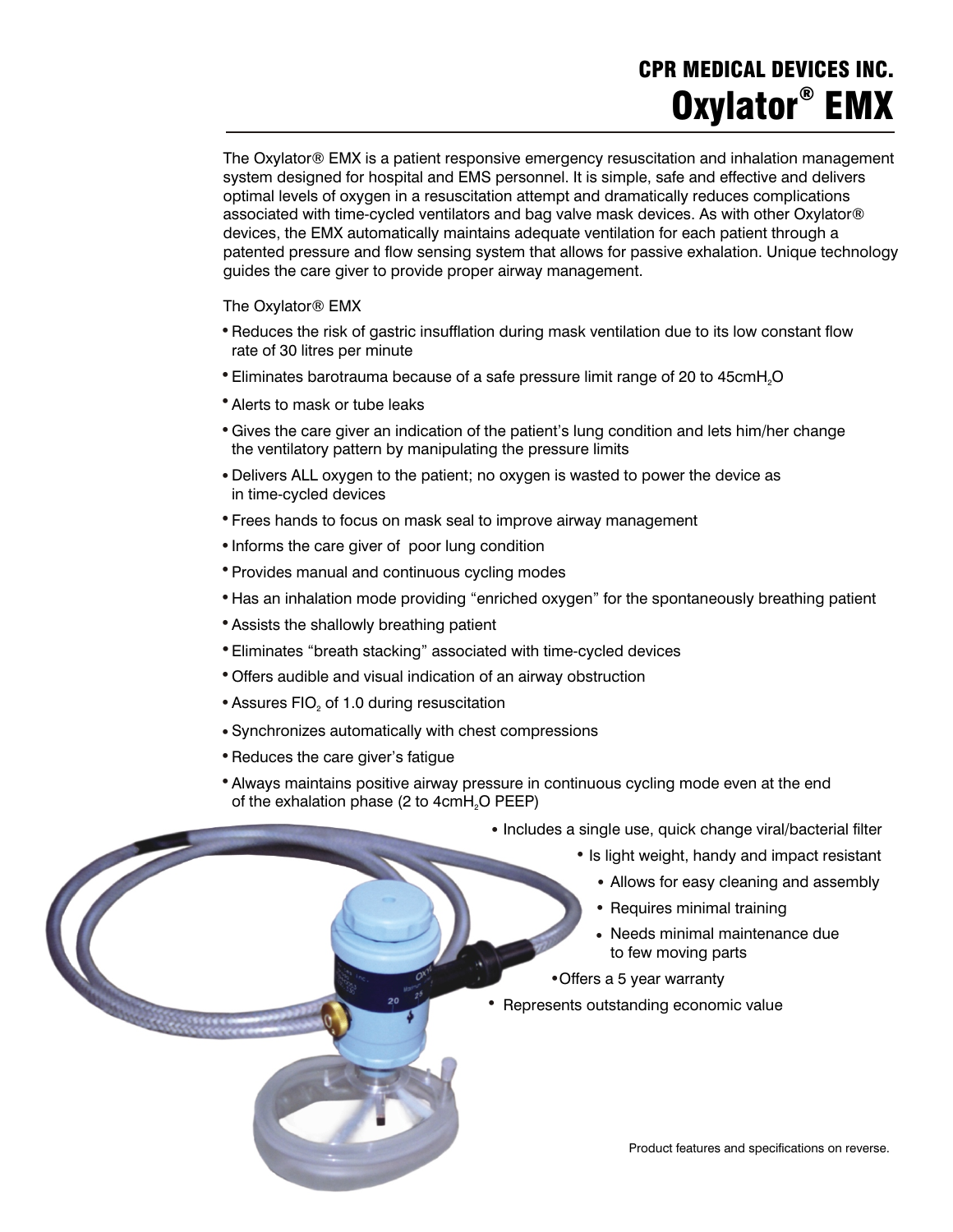# CPR MEDICAL DEVICES INC.
# Oxylator® EMX

The Oxylator® EMX is a patient responsive emergency resuscitation and inhalation management system designed for hospital and EMS personnel. It is simple, safe and effective and delivers optimal levels of oxygen in a resuscitation attempt and dramatically reduces complications associated with time-cycled ventilators and bag valve mask devices. As with other Oxylator® devices, the EMX automatically maintains adequate ventilation for each patient through a patented pressure and flow sensing system that allows for passive exhalation. Unique technology guides the care giver to provide proper airway management.

The Oxylator® EMX

- Reduces the risk of gastric insufflation during mask ventilation due to its low constant flow rate of 30 litres per minute
- Eliminates barotrauma because of a safe pressure limit range of 20 to 45cm$H_2O$
- Alerts to mask or tube leaks
- Gives the care giver an indication of the patient's lung condition and lets him/her change the ventilatory pattern by manipulating the pressure limits
- Delivers ALL oxygen to the patient; no oxygen is wasted to power the device as in time-cycled devices
- Frees hands to focus on mask seal to improve airway management
- Informs the care giver of poor lung condition
- Provides manual and continuous cycling modes
- Has an inhalation mode providing "enriched oxygen" for the spontaneously breathing patient
- Assists the shallowly breathing patient
- Eliminates "breath stacking" associated with time-cycled devices
- Offers audible and visual indication of an airway obstruction
- Assures $FIO_2$ of 1.0 during resuscitation
- Synchronizes automatically with chest compressions
- Reduces the care giver's fatigue
- Always maintains positive airway pressure in continuous cycling mode even at the end of the exhalation phase (2 to 4cm$H_2O$ PEEP)
- Includes a single use, quick change viral/bacterial filter
- Is light weight, handy and impact resistant
- Allows for easy cleaning and assembly
- Requires minimal training
- Needs minimal maintenance due to few moving parts
- Offers a 5 year warranty
- Represents outstanding economic value

Product features and specifications on reverse.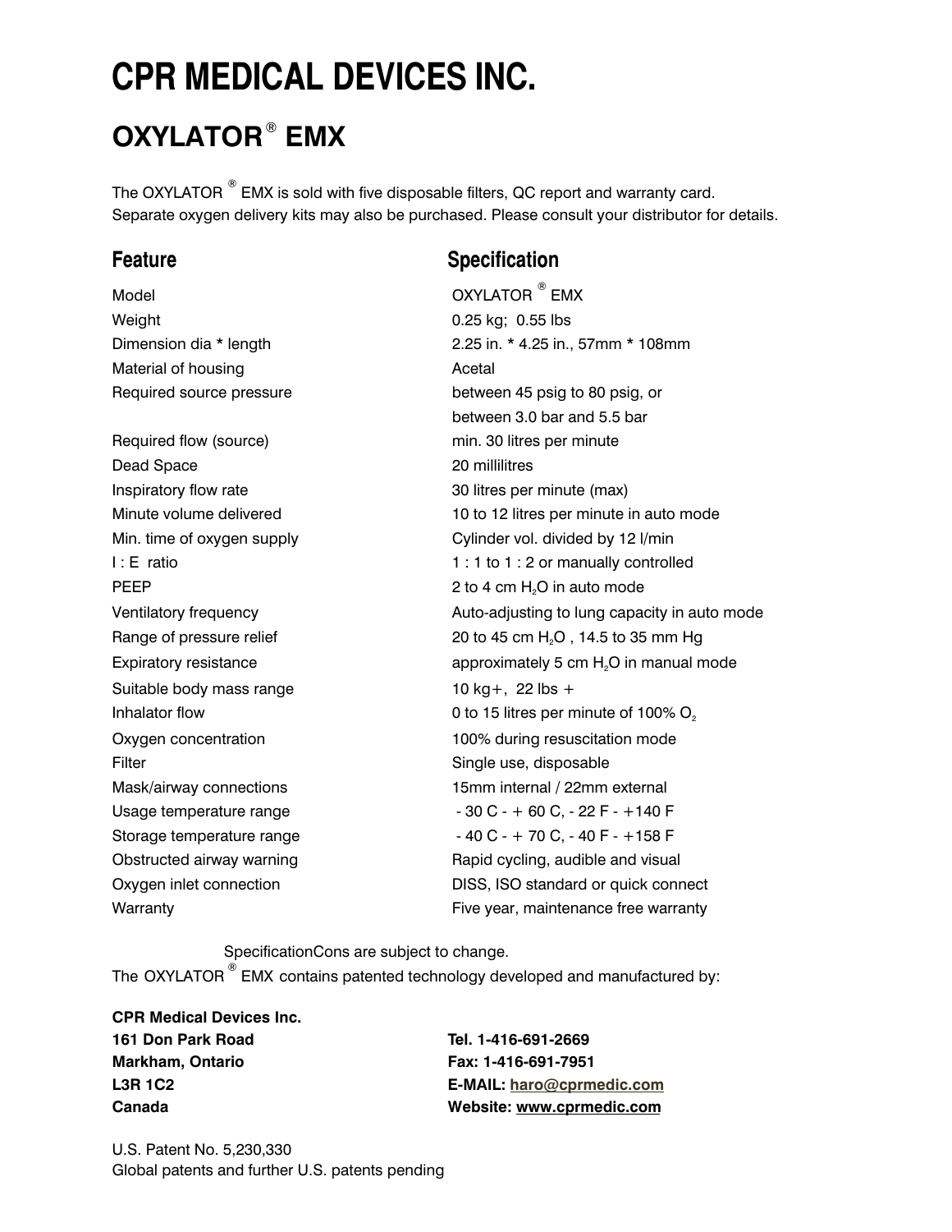# CPR MEDICAL DEVICES INC.

## OXYLATOR® EMX

The OXYLATOR ® EMX is sold with five disposable filters, QC report and warranty card. Separate oxygen delivery kits may also be purchased. Please consult your distributor for details.

| Feature | Specification |
| --- | --- |
| Model | OXYLATOR ® EMX |
| Weight | 0.25 kg; 0.55 lbs |
| Dimension dia * length | 2.25 in. * 4.25 in., 57mm * 108mm |
| Material of housing | Acetal |
| Required source pressure | between 45 psig to 80 psig, or between 3.0 bar and 5.5 bar |
| Required flow (source) | min. 30 litres per minute |
| Dead Space | 20 millilitres |
| Inspiratory flow rate | 30 litres per minute (max) |
| Minute volume delivered | 10 to 12 litres per minute in auto mode |
| Min. time of oxygen supply | Cylinder vol. divided by 12 l/min |
| I : E ratio | 1 : 1 to 1 : 2 or manually controlled |
| PEEP | 2 to 4 cm $H_2O$ in auto mode |
| Ventilatory frequency | Auto-adjusting to lung capacity in auto mode |
| Range of pressure relief | 20 to 45 cm $H_2O$ , 14.5 to 35 mm Hg |
| Expiratory resistance | approximately 5 cm $H_2O$ in manual mode |
| Suitable body mass range | 10 kg+, 22 lbs + |
| Inhalator flow | 0 to 15 litres per minute of 100% $O_2$ |
| Oxygen concentration | 100% during resuscitation mode |
| Filter | Single use, disposable |
| Mask/airway connections | 15mm internal / 22mm external |
| Usage temperature range | - 30 C - + 60 C, - 22 F - +140 F |
| Storage temperature range | - 40 C - + 70 C, - 40 F - +158 F |
| Obstructed airway warning | Rapid cycling, audible and visual |
| Oxygen inlet connection | DISS, ISO standard or quick connect |
| Warranty | Five year, maintenance free warranty |

SpecificationCons are subject to change.

The OXYLATOR ® EMX contains patented technology developed and manufactured by:

**CPR Medical Devices Inc.**
**161 Don Park Road**
**Markham, Ontario**
**L3R 1C2**
**Canada**

**Tel. 1-416-691-2669**
**Fax: 1-416-691-7951**
**E-MAIL: haro@cprmedic.com**
**Website: www.cprmedic.com**

U.S. Patent No. 5,230,330
Global patents and further U.S. patents pending